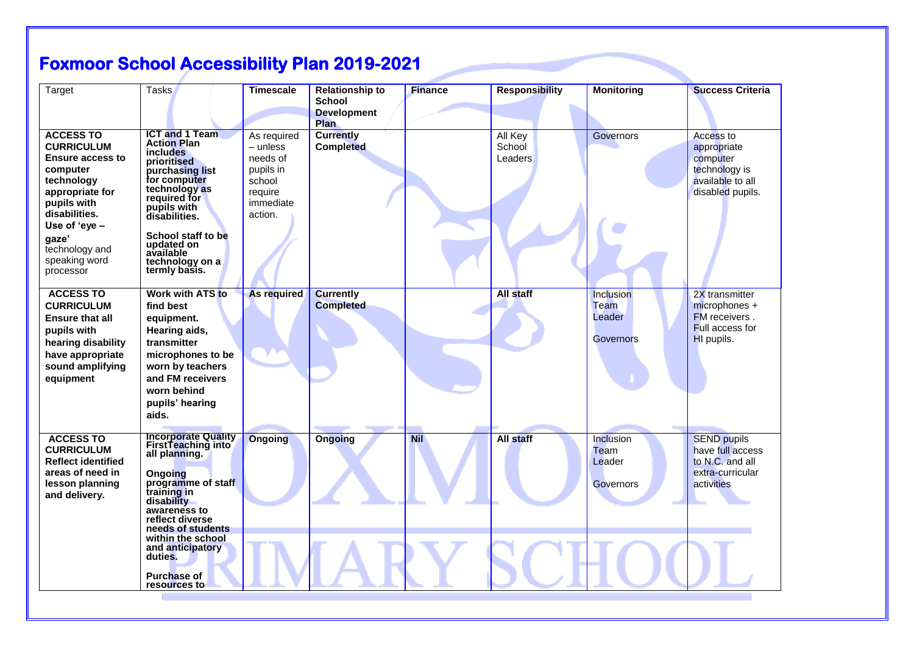# Foxmoor School Accessibility Plan 2019-2021

| Target | Tasks | Timescale | Relationship to School Development Plan | Finance | Responsibility | Monitoring | Success Criteria |
|---|---|---|---|---|---|---|---|
| **ACCESS TO CURRICULUM Ensure access to computer technology appropriate for pupils with disabilities. Use of 'eye – gaze'** technology and speaking word processor | **ICT and 1 Team Action Plan includes prioritised purchasing list for computer technology as required for pupils with disabilities.** **School staff to be updated on available technology on a termly basis.** | As required – unless needs of pupils in school require immediate action. | **Currently Completed** | | All Key School Leaders | Governors | Access to appropriate computer technology is available to all disabled pupils. |
| **ACCESS TO CURRICULUM Ensure that all pupils with hearing disability have appropriate sound amplifying equipment** | **Work with ATS to find best equipment. Hearing aids, transmitter microphones to be worn by teachers and FM receivers worn behind pupils' hearing aids.** | **As required** | **Currently Completed** | | **All staff** | Inclusion Team Leader Governors | 2X transmitter microphones + FM receivers . Full access for HI pupils. |
| **ACCESS TO CURRICULUM Reflect identified areas of need in lesson planning and delivery.** | **Incorporate Quality FirstTeaching into all planning.** **Ongoing programme of staff training in disability awareness to reflect diverse needs of students within the school and anticipatory duties.** **Purchase of resources to** | **Ongoing** | **Ongoing** | **Nil** | **All staff** | Inclusion Team Leader Governors | SEND pupils have full access to N.C. and all extra-curricular activities |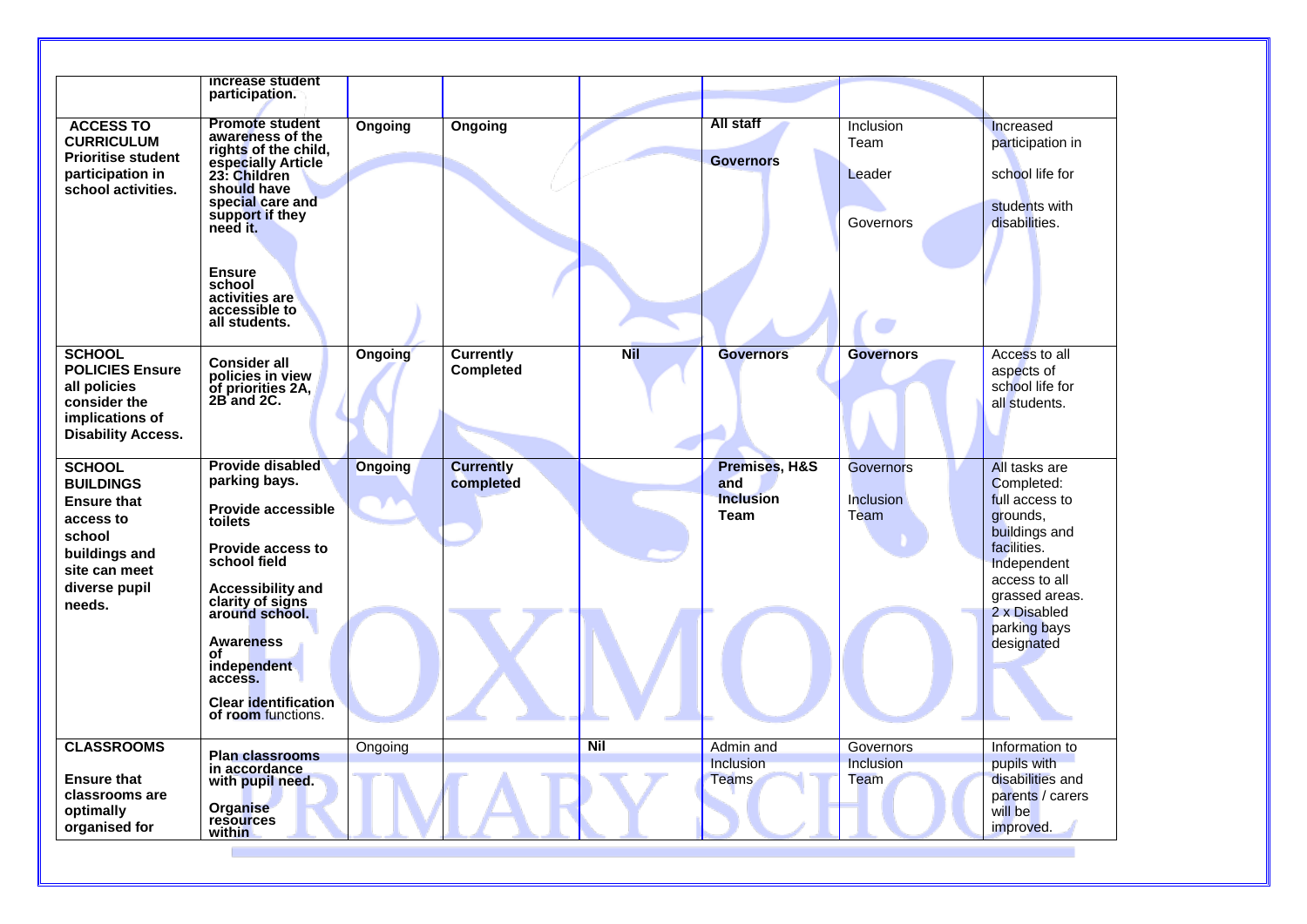| | | | | | | | |
|---|---|---|---|---|---|---|---|
| | **increase student participation.** | | | | | | |
| **ACCESS TO CURRICULUM Prioritise student participation in school activities.** | **Promote student awareness of the rights of the child, especially Article 23: Children should have special care and support if they need it.**<br><br>**Ensure school activities are accessible to all students.** | **Ongoing** | **Ongoing** | | **All staff**<br><br>**Governors** | Inclusion Team<br><br>Leader<br><br>Governors | Increased participation in school life for students with disabilities. |
| **SCHOOL POLICIES Ensure all policies consider the implications of Disability Access.** | **Consider all policies in view of priorities 2A, 2B and 2C.** | **Ongoing** | **Currently Completed** | **Nil** | **Governors** | **Governors** | Access to all aspects of school life for all students. |
| **SCHOOL BUILDINGS Ensure that access to school buildings and site can meet diverse pupil needs.** | **Provide disabled parking bays.**<br><br>**Provide accessible toilets**<br><br>**Provide access to school field**<br><br>**Accessibility and clarity of signs around school.**<br><br>**Awareness of independent access.**<br><br>**Clear identification of room** functions. | **Ongoing** | **Currently completed** | | **Premises, H&S and Inclusion Team** | Governors<br><br>Inclusion Team | All tasks are Completed: full access to grounds, buildings and facilities. Independent access to all grassed areas. 2 x Disabled parking bays designated |
| **CLASSROOMS**<br><br>**Ensure that classrooms are optimally organised for** | **Plan classrooms in accordance with pupil need.**<br><br>**Organise resources within** | Ongoing | | **Nil** | Admin and Inclusion Teams | Governors Inclusion Team | Information to pupils with disabilities and parents / carers will be improved. |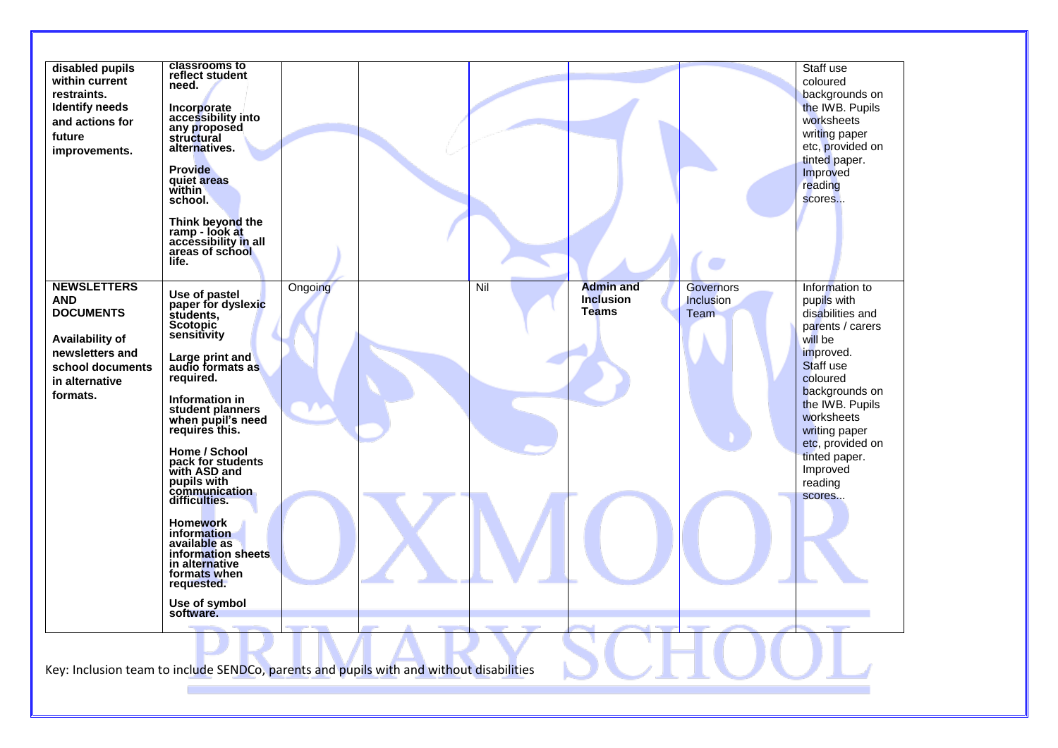| | | | | | | | |
|---|---|---|---|---|---|---|---|
| **disabled pupils within current restraints. Identify needs and actions for future improvements.** | **classrooms to reflect student need.**<br><br>**Incorporate accessibility into any proposed structural alternatives.**<br><br>**Provide quiet areas within school.**<br><br>**Think beyond the ramp - look at accessibility in all areas of school life.** | | | | | | Staff use coloured backgrounds on the IWB. Pupils worksheets writing paper etc, provided on tinted paper. Improved reading scores... |
| **NEWSLETTERS AND DOCUMENTS**<br><br>**Availability of newsletters and school documents in alternative formats.** | **Use of pastel paper for dyslexic students, Scotopic sensitivity**<br><br>**Large print and audio formats as required.**<br><br>**Information in student planners when pupil's need requires this.**<br><br>**Home / School pack for students with ASD and pupils with communication difficulties.**<br><br>**Homework information available as information sheets in alternative formats when requested.**<br><br>**Use of symbol software.** | Ongoing | | Nil | **Admin and Inclusion Teams** | Governors Inclusion Team | Information to pupils with disabilities and parents / carers will be improved. Staff use coloured backgrounds on the IWB. Pupils worksheets writing paper etc, provided on tinted paper. Improved reading scores... |

Key: Inclusion team to include SENDCo, parents and pupils with and without disabilities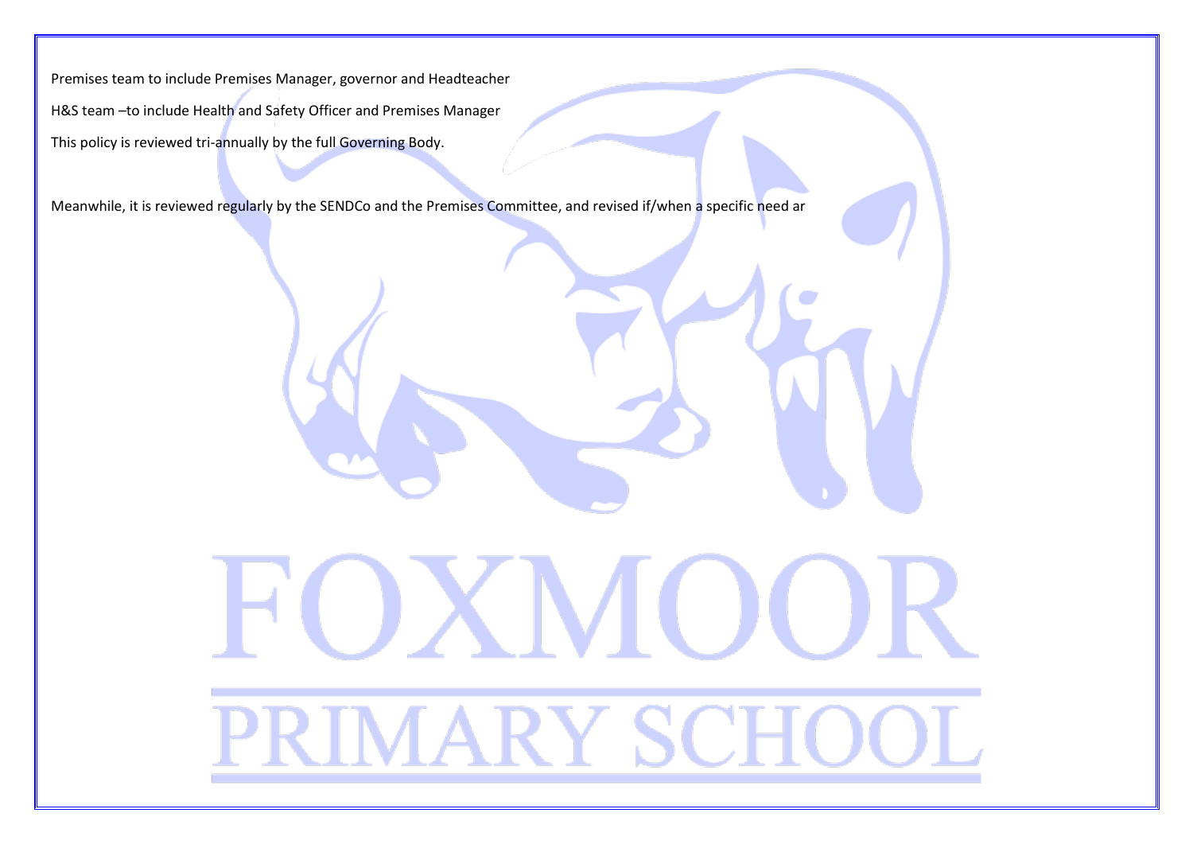Premises team to include Premises Manager, governor and Headteacher

H&S team –to include Health and Safety Officer and Premises Manager

This policy is reviewed tri-annually by the full Governing Body.

Meanwhile, it is reviewed regularly by the SENDCo and the Premises Committee, and revised if/when a specific need ar